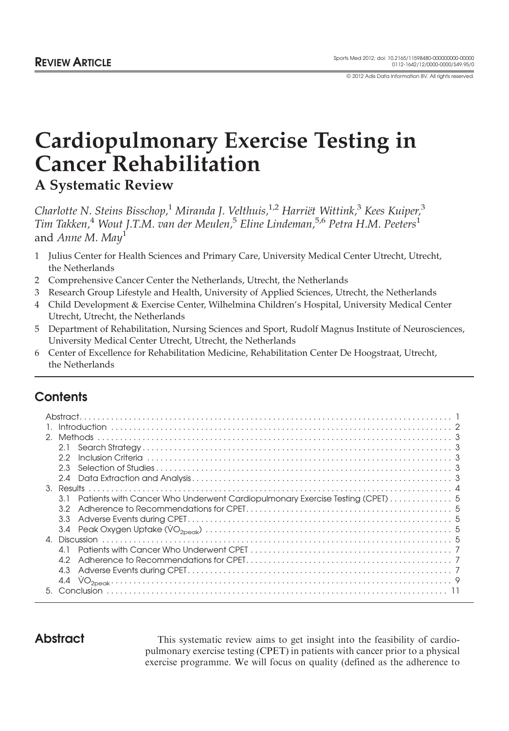**REVIEW ARTICLE**

# Cardiopulmonary Exercise Testing in Cancer Rehabilitation

## A Systematic Review

*Charlotte N. Steins Bisschop,*[1] *Miranda J. Velthuis,*[1,2] *Harriët Wittink,*[3] *Kees Kuiper,*[3] *Tim Takken,*[4] *Wout J.T.M. van der Meulen,*[5] *Eline Lindeman,*[5,6] *Petra H.M. Peeters*[1] and *Anne M. May*[1]

1 Julius Center for Health Sciences and Primary Care, University Medical Center Utrecht, Utrecht, the Netherlands
2 Comprehensive Cancer Center the Netherlands, Utrecht, the Netherlands
3 Research Group Lifestyle and Health, University of Applied Sciences, Utrecht, the Netherlands
4 Child Development & Exercise Center, Wilhelmina Children's Hospital, University Medical Center Utrecht, Utrecht, the Netherlands
5 Department of Rehabilitation, Nursing Sciences and Sport, Rudolf Magnus Institute of Neurosciences, University Medical Center Utrecht, Utrecht, the Netherlands
6 Center of Excellence for Rehabilitation Medicine, Rehabilitation Center De Hoogstraat, Utrecht, the Netherlands

## Contents

Abstract . . . 1
1. Introduction . . . 2
2. Methods . . . 3
   2.1 Search Strategy . . . 3
   2.2 Inclusion Criteria . . . 3
   2.3 Selection of Studies . . . 3
   2.4 Data Extraction and Analysis . . . 3
3. Results . . . 4
   3.1 Patients with Cancer Who Underwent Cardiopulmonary Exercise Testing (CPET) . . . 5
   3.2 Adherence to Recommendations for CPET . . . 5
   3.3 Adverse Events during CPET . . . 5
   3.4 Peak Oxygen Uptake ($\dot{V}O_{2peak}$) . . . 5
4. Discussion . . . 5
   4.1 Patients with Cancer Who Underwent CPET . . . 7
   4.2 Adherence to Recommendations for CPET . . . 7
   4.3 Adverse Events during CPET . . . 7
   4.4 $\dot{V}O_{2peak}$ . . . 9
5. Conclusion . . . 11

## Abstract

This systematic review aims to get insight into the feasibility of cardiopulmonary exercise testing (CPET) in patients with cancer prior to a physical exercise programme. We will focus on quality (defined as the adherence to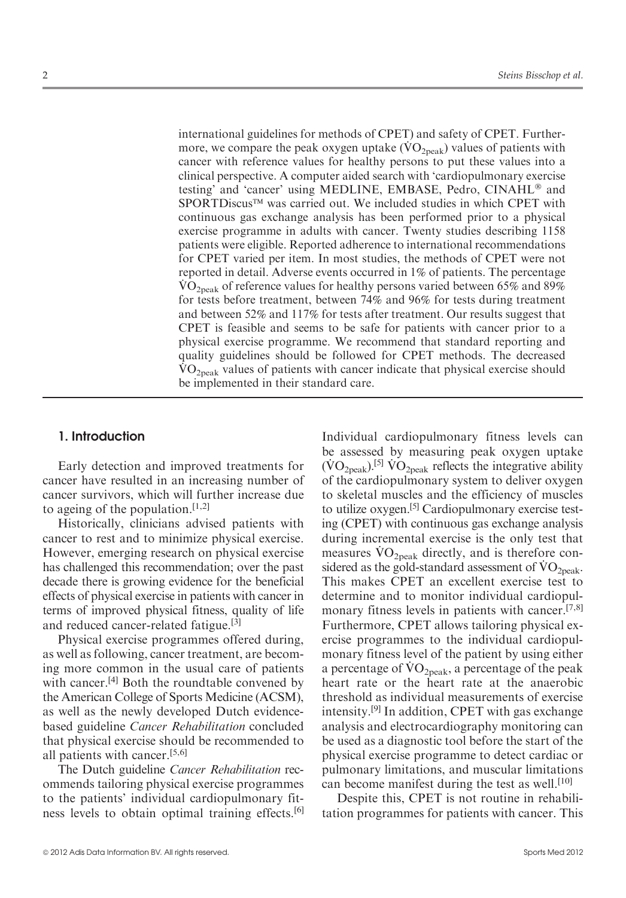international guidelines for methods of CPET) and safety of CPET. Furthermore, we compare the peak oxygen uptake ($\dot{V}O_{2peak}$) values of patients with cancer with reference values for healthy persons to put these values into a clinical perspective. A computer aided search with 'cardiopulmonary exercise testing' and 'cancer' using MEDLINE, EMBASE, Pedro, CINAHL® and SPORTDiscus™ was carried out. We included studies in which CPET with continuous gas exchange analysis has been performed prior to a physical exercise programme in adults with cancer. Twenty studies describing 1158 patients were eligible. Reported adherence to international recommendations for CPET varied per item. In most studies, the methods of CPET were not reported in detail. Adverse events occurred in 1% of patients. The percentage $\dot{V}O_{2peak}$ of reference values for healthy persons varied between 65% and 89% for tests before treatment, between 74% and 96% for tests during treatment and between 52% and 117% for tests after treatment. Our results suggest that CPET is feasible and seems to be safe for patients with cancer prior to a physical exercise programme. We recommend that standard reporting and quality guidelines should be followed for CPET methods. The decreased $\dot{V}O_{2peak}$ values of patients with cancer indicate that physical exercise should be implemented in their standard care.

## 1. Introduction

Early detection and improved treatments for cancer have resulted in an increasing number of cancer survivors, which will further increase due to ageing of the population.[1,2]

Historically, clinicians advised patients with cancer to rest and to minimize physical exercise. However, emerging research on physical exercise has challenged this recommendation; over the past decade there is growing evidence for the beneficial effects of physical exercise in patients with cancer in terms of improved physical fitness, quality of life and reduced cancer-related fatigue.[3]

Physical exercise programmes offered during, as well as following, cancer treatment, are becoming more common in the usual care of patients with cancer.[4] Both the roundtable convened by the American College of Sports Medicine (ACSM), as well as the newly developed Dutch evidence-based guideline *Cancer Rehabilitation* concluded that physical exercise should be recommended to all patients with cancer.[5,6]

The Dutch guideline *Cancer Rehabilitation* recommends tailoring physical exercise programmes to the patients' individual cardiopulmonary fitness levels to obtain optimal training effects.[6] Individual cardiopulmonary fitness levels can be assessed by measuring peak oxygen uptake ($\dot{V}O_{2peak}$).[5] $\dot{V}O_{2peak}$ reflects the integrative ability of the cardiopulmonary system to deliver oxygen to skeletal muscles and the efficiency of muscles to utilize oxygen.[5] Cardiopulmonary exercise testing (CPET) with continuous gas exchange analysis during incremental exercise is the only test that measures $\dot{V}O_{2peak}$ directly, and is therefore considered as the gold-standard assessment of $\dot{V}O_{2peak}$. This makes CPET an excellent exercise test to determine and to monitor individual cardiopulmonary fitness levels in patients with cancer.[7,8] Furthermore, CPET allows tailoring physical exercise programmes to the individual cardiopulmonary fitness level of the patient by using either a percentage of $\dot{V}O_{2peak}$, a percentage of the peak heart rate or the heart rate at the anaerobic threshold as individual measurements of exercise intensity.[9] In addition, CPET with gas exchange analysis and electrocardiography monitoring can be used as a diagnostic tool before the start of the physical exercise programme to detect cardiac or pulmonary limitations, and muscular limitations can become manifest during the test as well.[10]

Despite this, CPET is not routine in rehabilitation programmes for patients with cancer. This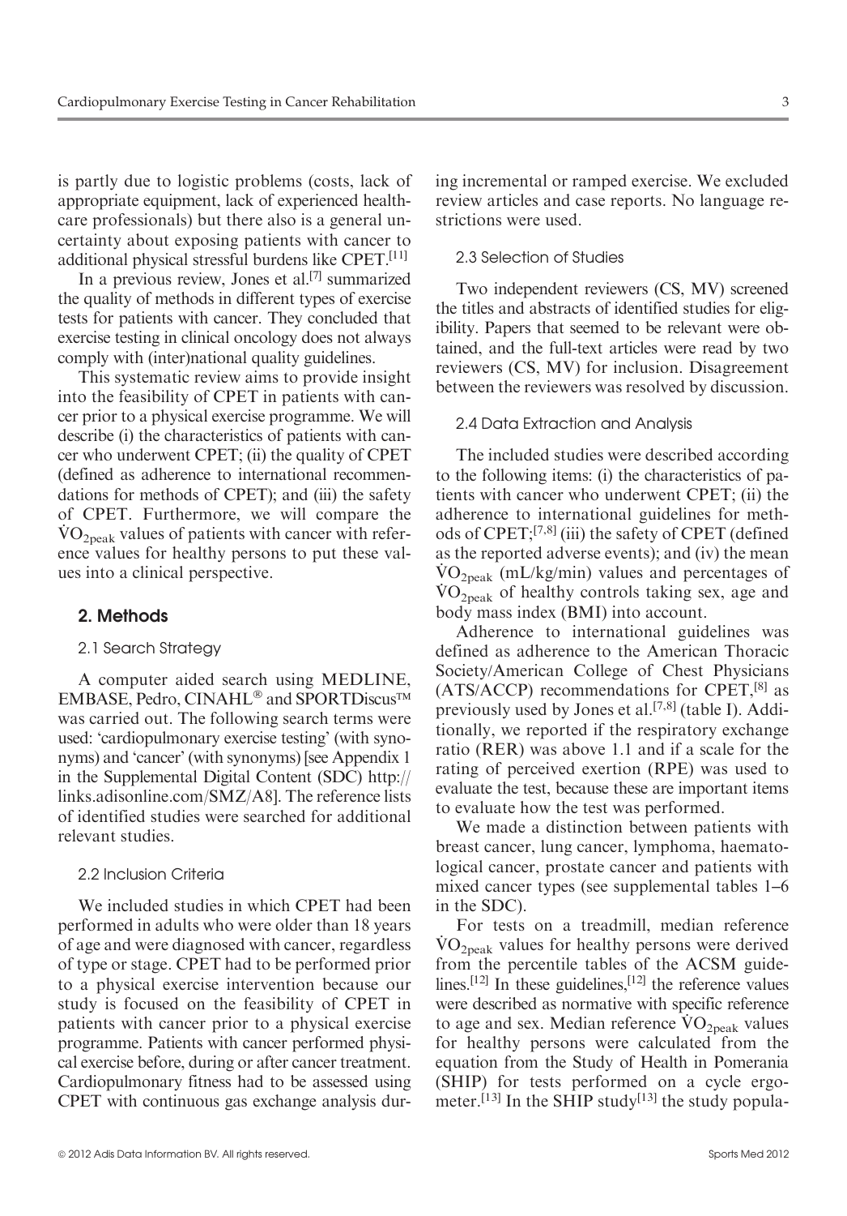is partly due to logistic problems (costs, lack of appropriate equipment, lack of experienced healthcare professionals) but there also is a general uncertainty about exposing patients with cancer to additional physical stressful burdens like CPET.[11]

In a previous review, Jones et al.[7] summarized the quality of methods in different types of exercise tests for patients with cancer. They concluded that exercise testing in clinical oncology does not always comply with (inter)national quality guidelines.

This systematic review aims to provide insight into the feasibility of CPET in patients with cancer prior to a physical exercise programme. We will describe (i) the characteristics of patients with cancer who underwent CPET; (ii) the quality of CPET (defined as adherence to international recommendations for methods of CPET); and (iii) the safety of CPET. Furthermore, we will compare the $\dot{V}O_{2peak}$ values of patients with cancer with reference values for healthy persons to put these values into a clinical perspective.

## 2. Methods

### 2.1 Search Strategy

A computer aided search using MEDLINE, EMBASE, Pedro, CINAHL® and SPORTDiscus™ was carried out. The following search terms were used: 'cardiopulmonary exercise testing' (with synonyms) and 'cancer' (with synonyms) [see Appendix 1 in the Supplemental Digital Content (SDC) http://links.adisonline.com/SMZ/A8]. The reference lists of identified studies were searched for additional relevant studies.

### 2.2 Inclusion Criteria

We included studies in which CPET had been performed in adults who were older than 18 years of age and were diagnosed with cancer, regardless of type or stage. CPET had to be performed prior to a physical exercise intervention because our study is focused on the feasibility of CPET in patients with cancer prior to a physical exercise programme. Patients with cancer performed physical exercise before, during or after cancer treatment. Cardiopulmonary fitness had to be assessed using CPET with continuous gas exchange analysis during incremental or ramped exercise. We excluded review articles and case reports. No language restrictions were used.

### 2.3 Selection of Studies

Two independent reviewers (CS, MV) screened the titles and abstracts of identified studies for eligibility. Papers that seemed to be relevant were obtained, and the full-text articles were read by two reviewers (CS, MV) for inclusion. Disagreement between the reviewers was resolved by discussion.

### 2.4 Data Extraction and Analysis

The included studies were described according to the following items: (i) the characteristics of patients with cancer who underwent CPET; (ii) the adherence to international guidelines for methods of CPET;[7,8] (iii) the safety of CPET (defined as the reported adverse events); and (iv) the mean $\dot{V}O_{2peak}$ (mL/kg/min) values and percentages of $\dot{V}O_{2peak}$ of healthy controls taking sex, age and body mass index (BMI) into account.

Adherence to international guidelines was defined as adherence to the American Thoracic Society/American College of Chest Physicians (ATS/ACCP) recommendations for CPET,[8] as previously used by Jones et al.[7,8] (table I). Additionally, we reported if the respiratory exchange ratio (RER) was above 1.1 and if a scale for the rating of perceived exertion (RPE) was used to evaluate the test, because these are important items to evaluate how the test was performed.

We made a distinction between patients with breast cancer, lung cancer, lymphoma, haematological cancer, prostate cancer and patients with mixed cancer types (see supplemental tables 1–6 in the SDC).

For tests on a treadmill, median reference $\dot{V}O_{2peak}$ values for healthy persons were derived from the percentile tables of the ACSM guidelines.[12] In these guidelines,[12] the reference values were described as normative with specific reference to age and sex. Median reference $\dot{V}O_{2peak}$ values for healthy persons were calculated from the equation from the Study of Health in Pomerania (SHIP) for tests performed on a cycle ergometer.[13] In the SHIP study[13] the study popula-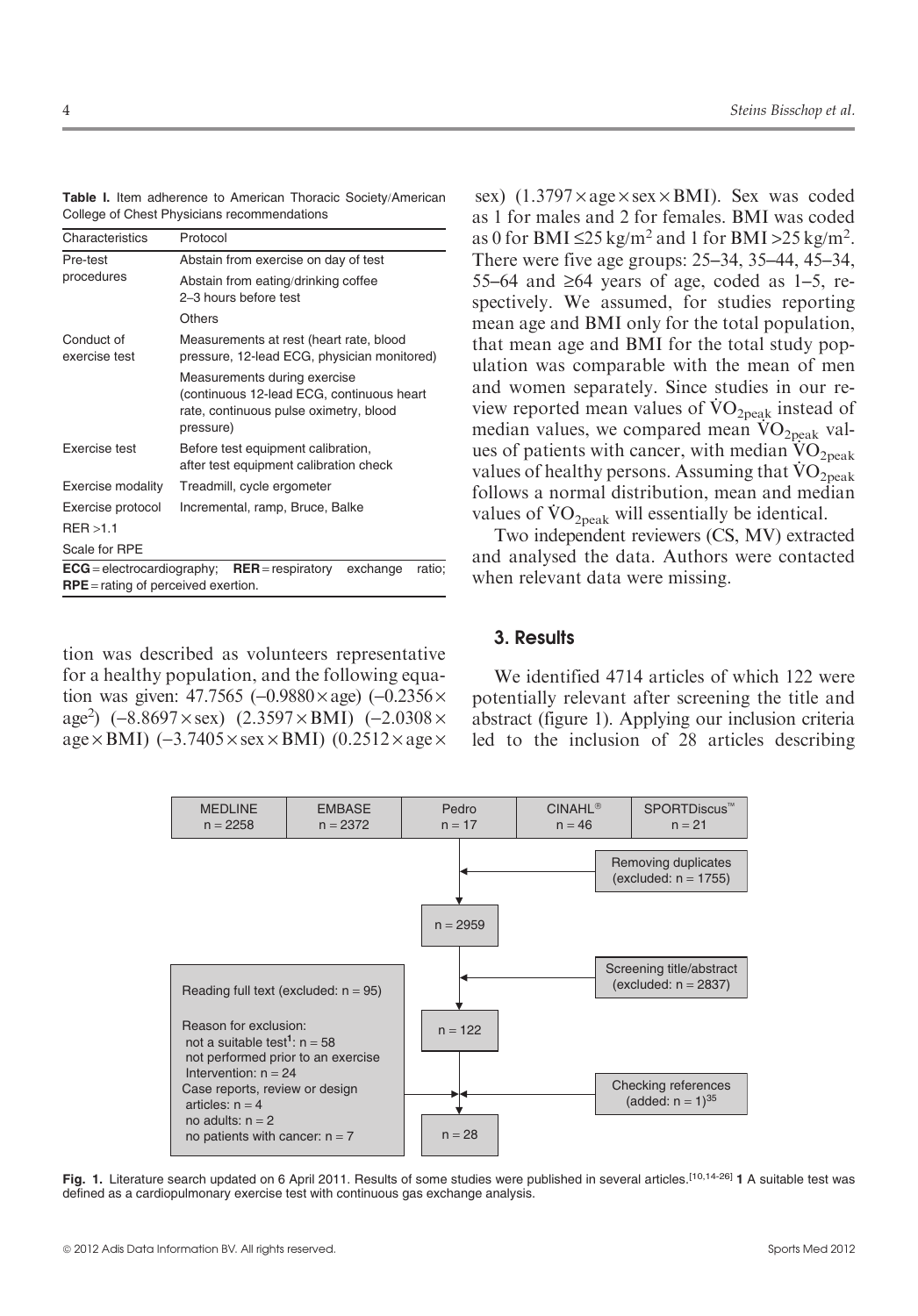**Table I.** Item adherence to American Thoracic Society/American College of Chest Physicians recommendations

| Characteristics | Protocol |
|---|---|
| Pre-test procedures | Abstain from exercise on day of test |
| | Abstain from eating/drinking coffee 2–3 hours before test |
| | Others |
| Conduct of exercise test | Measurements at rest (heart rate, blood pressure, 12-lead ECG, physician monitored) |
| | Measurements during exercise (continuous 12-lead ECG, continuous heart rate, continuous pulse oximetry, blood pressure) |
| Exercise test | Before test equipment calibration, after test equipment calibration check |
| Exercise modality | Treadmill, cycle ergometer |
| Exercise protocol | Incremental, ramp, Bruce, Balke |
| RER >1.1 | |
| Scale for RPE | |

**ECG** = electrocardiography; **RER** = respiratory exchange ratio; **RPE** = rating of perceived exertion.

tion was described as volunteers representative for a healthy population, and the following equation was given: 47.7565 (–0.9880 × age) (–0.2356 × age$^2$) (–8.8697 × sex) (2.3597 × BMI) (–2.0308 × age × BMI) (–3.7405 × sex × BMI) (0.2512 × age × sex) (1.3797 × age × sex × BMI). Sex was coded as 1 for males and 2 for females. BMI was coded as 0 for BMI ≤25 kg/m$^2$ and 1 for BMI >25 kg/m$^2$. There were five age groups: 25–34, 35–44, 45–34, 55–64 and ≥64 years of age, coded as 1–5, respectively. We assumed, for studies reporting mean age and BMI only for the total population, that mean age and BMI for the total study population was comparable with the mean of men and women separately. Since studies in our review reported mean values of $\dot{V}O_{2peak}$ instead of median values, we compared mean $\dot{V}O_{2peak}$ values of patients with cancer, with median $\dot{V}O_{2peak}$ values of healthy persons. Assuming that $\dot{V}O_{2peak}$ follows a normal distribution, mean and median values of $\dot{V}O_{2peak}$ will essentially be identical.

Two independent reviewers (CS, MV) extracted and analysed the data. Authors were contacted when relevant data were missing.

## 3. Results

We identified 4714 articles of which 122 were potentially relevant after screening the title and abstract (figure 1). Applying our inclusion criteria led to the inclusion of 28 articles describing

MEDLINE n = 2258 | EMBASE n = 2372 | Pedro n = 17 | CINAHL® n = 46 | SPORTDiscus™ n = 21

Removing duplicates (excluded: n = 1755)

n = 2959

Screening title/abstract (excluded: n = 2837)

n = 122

Reading full text (excluded: n = 95)

Reason for exclusion:
- not a suitable test[1]: n = 58
- not performed prior to an exercise Intervention: n = 24
- Case reports, review or design articles: n = 4
- no adults: n = 2
- no patients with cancer: n = 7

Checking references (added: n = 1)[35]

n = 28

**Fig. 1.** Literature search updated on 6 April 2011. Results of some studies were published in several articles.[10,14-26] **1** A suitable test was defined as a cardiopulmonary exercise test with continuous gas exchange analysis.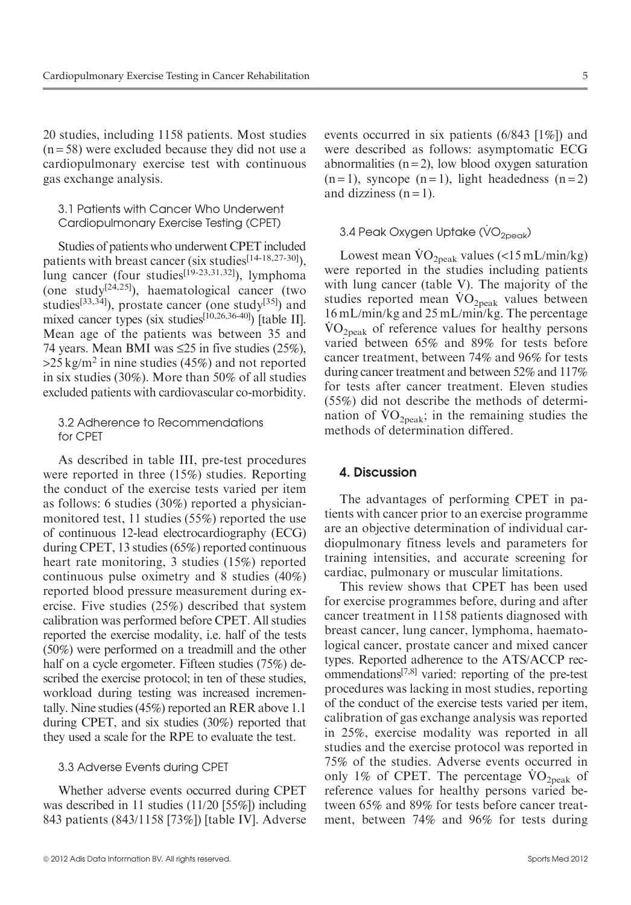20 studies, including 1158 patients. Most studies (n = 58) were excluded because they did not use a cardiopulmonary exercise test with continuous gas exchange analysis.

### 3.1 Patients with Cancer Who Underwent Cardiopulmonary Exercise Testing (CPET)

Studies of patients who underwent CPET included patients with breast cancer (six studies[14-18,27-30]), lung cancer (four studies[19-23,31,32]), lymphoma (one study[24,25]), haematological cancer (two studies[33,34]), prostate cancer (one study[35]) and mixed cancer types (six studies[10,26,36-40]) [table II]. Mean age of the patients was between 35 and 74 years. Mean BMI was ≤25 in five studies (25%), >25 kg/m$^2$ in nine studies (45%) and not reported in six studies (30%). More than 50% of all studies excluded patients with cardiovascular co-morbidity.

### 3.2 Adherence to Recommendations for CPET

As described in table III, pre-test procedures were reported in three (15%) studies. Reporting the conduct of the exercise tests varied per item as follows: 6 studies (30%) reported a physician-monitored test, 11 studies (55%) reported the use of continuous 12-lead electrocardiography (ECG) during CPET, 13 studies (65%) reported continuous heart rate monitoring, 3 studies (15%) reported continuous pulse oximetry and 8 studies (40%) reported blood pressure measurement during exercise. Five studies (25%) described that system calibration was performed before CPET. All studies reported the exercise modality, i.e. half of the tests (50%) were performed on a treadmill and the other half on a cycle ergometer. Fifteen studies (75%) described the exercise protocol; in ten of these studies, workload during testing was increased incrementally. Nine studies (45%) reported an RER above 1.1 during CPET, and six studies (30%) reported that they used a scale for the RPE to evaluate the test.

### 3.3 Adverse Events during CPET

Whether adverse events occurred during CPET was described in 11 studies (11/20 [55%]) including 843 patients (843/1158 [73%]) [table IV]. Adverse events occurred in six patients (6/843 [1%]) and were described as follows: asymptomatic ECG abnormalities (n = 2), low blood oxygen saturation (n = 1), syncope (n = 1), light headedness (n = 2) and dizziness (n = 1).

### 3.4 Peak Oxygen Uptake ($\dot{V}O_{2peak}$)

Lowest mean $\dot{V}O_{2peak}$ values (<15 mL/min/kg) were reported in the studies including patients with lung cancer (table V). The majority of the studies reported mean $\dot{V}O_{2peak}$ values between 16 mL/min/kg and 25 mL/min/kg. The percentage $\dot{V}O_{2peak}$ of reference values for healthy persons varied between 65% and 89% for tests before cancer treatment, between 74% and 96% for tests during cancer treatment and between 52% and 117% for tests after cancer treatment. Eleven studies (55%) did not describe the methods of determination of $\dot{V}O_{2peak}$; in the remaining studies the methods of determination differed.

## 4. Discussion

The advantages of performing CPET in patients with cancer prior to an exercise programme are an objective determination of individual cardiopulmonary fitness levels and parameters for training intensities, and accurate screening for cardiac, pulmonary or muscular limitations.

This review shows that CPET has been used for exercise programmes before, during and after cancer treatment in 1158 patients diagnosed with breast cancer, lung cancer, lymphoma, haematological cancer, prostate cancer and mixed cancer types. Reported adherence to the ATS/ACCP recommendations[7,8] varied: reporting of the pre-test procedures was lacking in most studies, reporting of the conduct of the exercise tests varied per item, calibration of gas exchange analysis was reported in 25%, exercise modality was reported in all studies and the exercise protocol was reported in 75% of the studies. Adverse events occurred in only 1% of CPET. The percentage $\dot{V}O_{2peak}$ of reference values for healthy persons varied between 65% and 89% for tests before cancer treatment, between 74% and 96% for tests during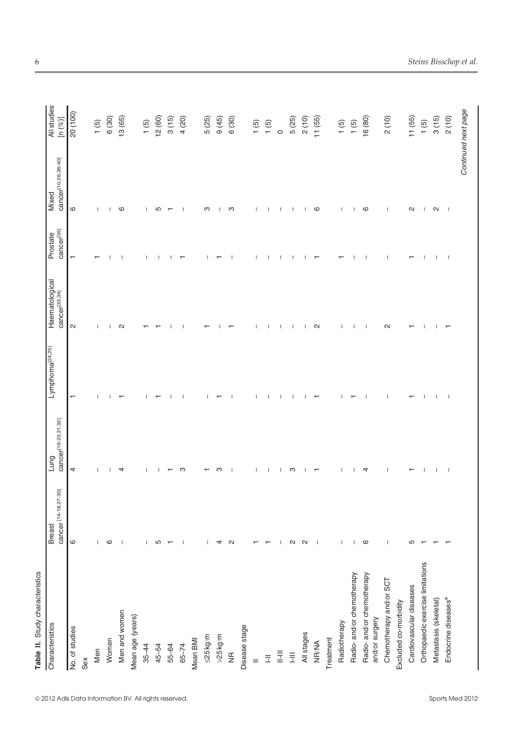**Table II.** Study characteristics

| Characteristics | Breast cancer[14-18,27-30] | Lung cancer[19-23,31,32] | Lymphoma[24,25] | Haematological cancer[33,34] | Prostate cancer[35] | Mixed cancer[10,26,36-40] | All studies [n (%)] |
|---|---|---|---|---|---|---|---|
| No. of studies | 6 | 4 | 1 | 2 | 1 | 6 | 20 (100) |
| Sex | | | | | | | |
| Men | – | – | – | – | 1 | – | 1 (5) |
| Women | 6 | – | – | – | – | – | 6 (30) |
| Men and women | – | 4 | 1 | 2 | – | 6 | 13 (65) |
| Mean age (years) | | | | | | | |
| 35–44 | – | – | – | 1 | – | – | 1 (5) |
| 45–54 | 5 | – | 1 | 1 | – | 5 | 12 (60) |
| 55–64 | 1 | 1 | – | – | – | 1 | 3 (15) |
| 65–74 | – | 3 | – | – | 1 | – | 4 (20) |
| Mean BMI | | | | | | | |
| ≤25 kg/m | – | 1 | – | 1 | – | 3 | 5 (25) |
| >25 kg/m | 4 | 3 | 1 | – | 1 | – | 9 (45) |
| NR | 2 | – | – | 1 | – | 3 | 6 (30) |
| Disease stage | | | | | | | |
| II | 1 | – | – | – | – | – | 1 (5) |
| I-II | 1 | – | – | – | – | – | 1 (5) |
| II-III | – | – | – | – | – | – | 0 |
| I-III | 2 | 3 | – | – | – | – | 5 (25) |
| All stages | 2 | – | – | – | – | – | 2 (10) |
| NR/NA | – | 1 | 1 | 2 | 1 | 6 | 11 (55) |
| Treatment | | | | | | | |
| Radiotherapy | – | – | – | – | 1 | – | 1 (5) |
| Radio- and/or chemotherapy | – | – | 1 | – | – | – | 1 (5) |
| Radio- and/or chemotherapy and/or surgery | 6 | 4 | – | – | – | 6 | 16 (80) |
| Chemotherapy and/or SCT | – | – | – | 2 | – | – | 2 (10) |
| Excluded co-morbidity | | | | | | | |
| Cardiovascular diseases | 5 | 1 | 1 | 1 | 1 | 2 | 11 (55) |
| Orthopaedic exercise limitations | 1 | – | – | – | – | – | 1 (5) |
| Metastasis (skeletal) | 1 | – | – | – | – | 2 | 3 (15) |
| Endocrine diseases[a] | 1 | – | – | 1 | – | – | 2 (10) |

*Continued next page*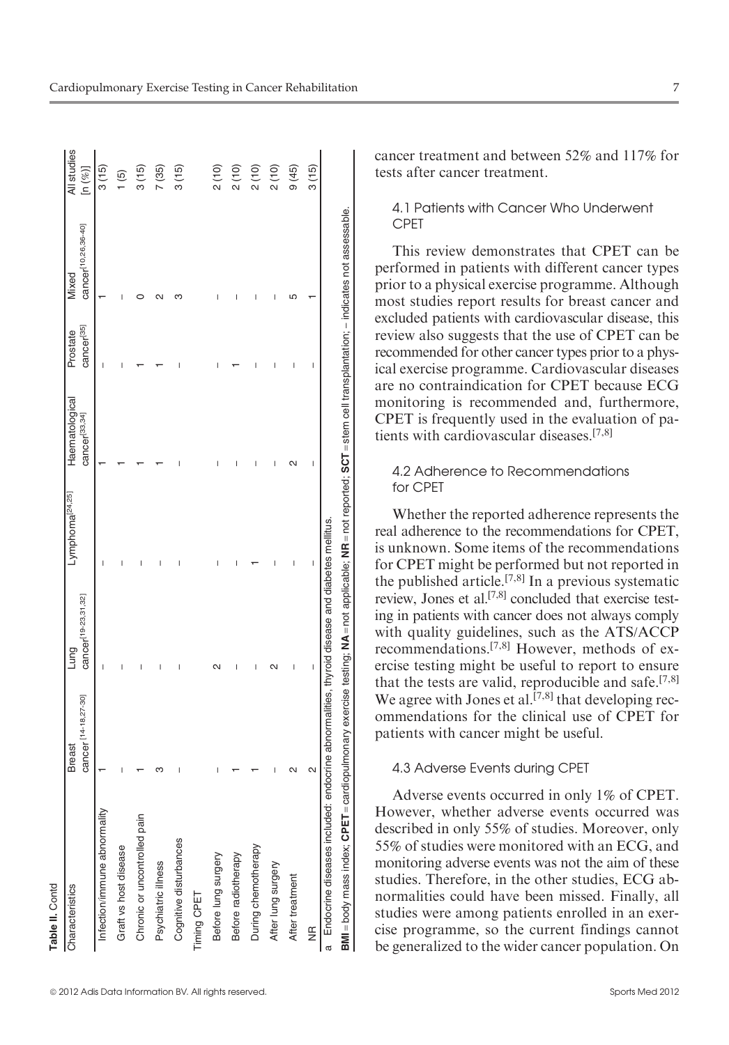Table II. Contd

| Characteristics | Breast cancer [14-18,27-30] | Lung cancer[19-23,31,32] | Lymphoma[24,25] | Haematological cancer[33,34] | Prostate cancer[35] | Mixed cancer[10,26,36-40] | All studies [n (%)] |
|---|---|---|---|---|---|---|---|
| Infection/immune abnormality | 1 | – | – | 1 | – | 1 | 3 (15) |
| Graft vs host disease | – | – | – | 1 | – | – | 1 (5) |
| Chronic or uncontrolled pain | 1 | – | – | 1 | 1 | 0 | 3 (15) |
| Psychiatric illness | 3 | – | – | 1 | 1 | 2 | 7 (35) |
| Cognitive disturbances | – | – | – | – | – | 3 | 3 (15) |
| Timing CPET | | | | | | | |
| Before lung surgery | – | 2 | – | – | – | – | 2 (10) |
| Before radiotherapy | 1 | – | – | – | 1 | – | 2 (10) |
| During chemotherapy | 1 | – | 1 | – | – | – | 2 (10) |
| After lung surgery | – | 2 | – | – | – | – | 2 (10) |
| After treatment | 2 | – | – | 2 | – | 5 | 9 (45) |
| NR | 2 | – | – | – | – | 1 | 3 (15) |

a Endocrine diseases included: endocrine abnormalities, thyroid disease and diabetes mellitus.

**BMI** = body mass index; **CPET** = cardiopulmonary exercise testing; **NA** = not applicable; **NR** = not reported; **SCT** = stem cell transplantation; – indicates not assessable.

cancer treatment and between 52% and 117% for tests after cancer treatment.

### 4.1 Patients with Cancer Who Underwent CPET

This review demonstrates that CPET can be performed in patients with different cancer types prior to a physical exercise programme. Although most studies report results for breast cancer and excluded patients with cardiovascular disease, this review also suggests that the use of CPET can be recommended for other cancer types prior to a physical exercise programme. Cardiovascular diseases are no contraindication for CPET because ECG monitoring is recommended and, furthermore, CPET is frequently used in the evaluation of patients with cardiovascular diseases.[7,8]

### 4.2 Adherence to Recommendations for CPET

Whether the reported adherence represents the real adherence to the recommendations for CPET, is unknown. Some items of the recommendations for CPET might be performed but not reported in the published article.[7,8] In a previous systematic review, Jones et al.[7,8] concluded that exercise testing in patients with cancer does not always comply with quality guidelines, such as the ATS/ACCP recommendations.[7,8] However, methods of exercise testing might be useful to report to ensure that the tests are valid, reproducible and safe.[7,8] We agree with Jones et al.[7,8] that developing recommendations for the clinical use of CPET for patients with cancer might be useful.

### 4.3 Adverse Events during CPET

Adverse events occurred in only 1% of CPET. However, whether adverse events occurred was described in only 55% of studies. Moreover, only 55% of studies were monitored with an ECG, and monitoring adverse events was not the aim of these studies. Therefore, in the other studies, ECG abnormalities could have been missed. Finally, all studies were among patients enrolled in an exercise programme, so the current findings cannot be generalized to the wider cancer population. On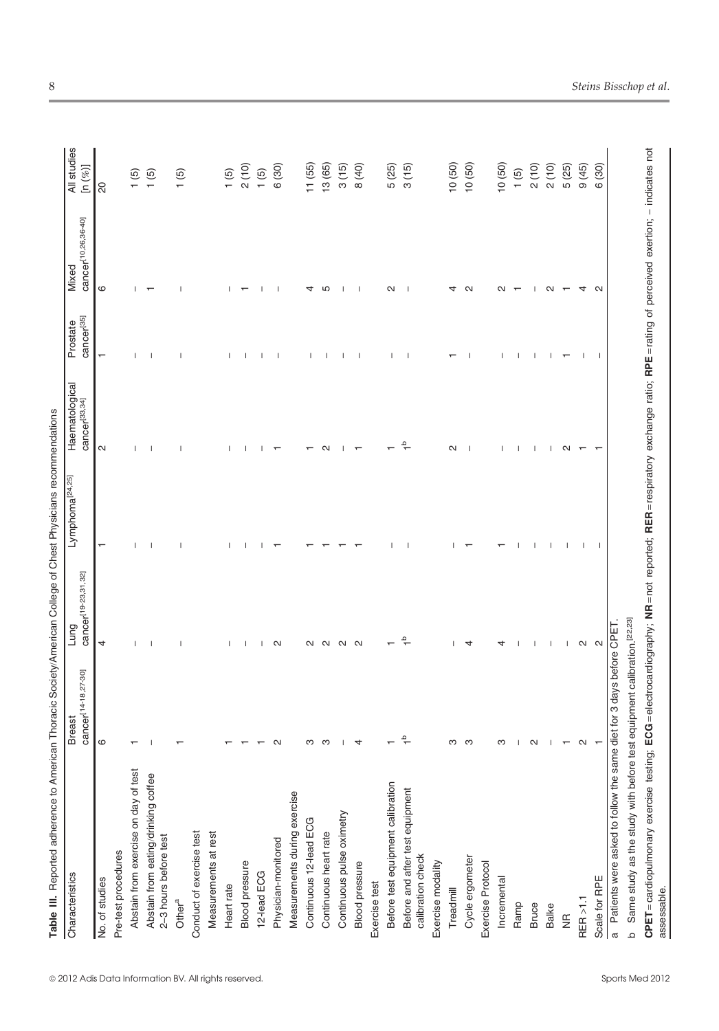**Table III.** Reported adherence to American Thoracic Society/American College of Chest Physicians recommendations

| Characteristics | Breast cancer[14-18,27-30] | Lung cancer[19-23,31,32] | Lymphoma[24,25] | Haematological cancer[33,34] | Prostate cancer[35] | Mixed cancer[10,26,36-40] | All studies [n (%)] |
|---|---|---|---|---|---|---|---|
| No. of studies | 6 | 4 | 1 | 2 | 1 | 6 | 20 |
| Pre-test procedures | | | | | | | |
| Abstain from exercise on day of test | 1 | – | – | – | – | – | 1 (5) |
| Abstain from eating/drinking coffee 2–3 hours before test | – | – | – | – | – | 1 | 1 (5) |
| Other[a] | 1 | – | – | – | – | – | 1 (5) |
| Conduct of exercise test | | | | | | | |
| Measurements at rest | | | | | | | |
| Heart rate | 1 | – | – | – | – | – | 1 (5) |
| Blood pressure | 1 | – | – | – | – | 1 | 2 (10) |
| 12-lead ECG | 1 | – | – | – | – | – | 1 (5) |
| Physician-monitored | 2 | 2 | 1 | 1 | – | – | 6 (30) |
| Measurements during exercise | | | | | | | |
| Continuous 12-lead ECG | 3 | 2 | 1 | 1 | – | 4 | 11 (55) |
| Continuous heart rate | 3 | 2 | 1 | 2 | – | 5 | 13 (65) |
| Continuous pulse oximetry | – | 2 | 1 | – | – | – | 3 (15) |
| Blood pressure | 4 | 2 | 1 | 1 | – | – | 8 (40) |
| Exercise test | | | | | | | |
| Before test equipment calibration | 1 | 1 | – | 1 | – | 2 | 5 (25) |
| Before and after test equipment calibration check | 1[b] | 1[b] | – | 1[b] | – | – | 3 (15) |
| Exercise modality | | | | | | | |
| Treadmill | 3 | – | – | 2 | 1 | 4 | 10 (50) |
| Cycle ergometer | 3 | 4 | 1 | – | – | 2 | 10 (50) |
| Exercise Protocol | | | | | | | |
| Incremental | 3 | 4 | 1 | – | – | 2 | 10 (50) |
| Ramp | – | – | – | – | – | 1 | 1 (5) |
| Bruce | 2 | – | – | – | – | – | 2 (10) |
| Balke | – | – | – | – | – | 2 | 2 (10) |
| NR | 1 | – | – | 2 | 1 | 1 | 5 (25) |
| RER >1.1 | 2 | 2 | – | 1 | – | 4 | 9 (45) |
| Scale for RPE | 1 | 2 | – | 1 | – | 2 | 6 (30) |

a Patients were asked to follow the same diet for 3 days before CPET.

b Same study as the study with before test equipment calibration.[22,23]

**CPET** = cardiopulmonary exercise testing; **ECG** = electrocardiography; **NR** = not reported; **RER** = respiratory exchange ratio; **RPE** = rating of perceived exertion; – indicates not assessable.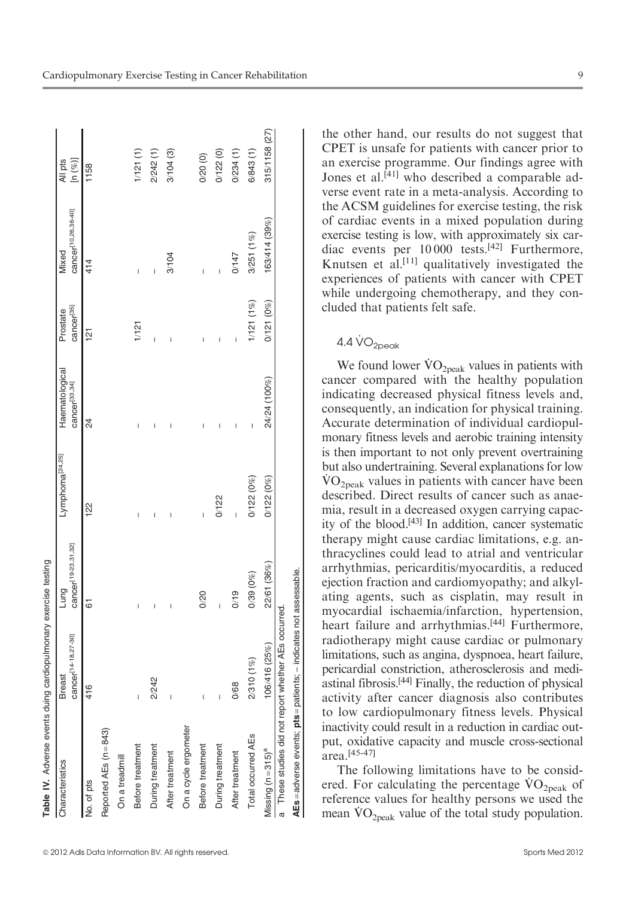**Table IV.** Adverse events duing cardiopulmonary exercise testing

| Characteristics | Breast cancer[14-18,27-30] | Lung cancer[19-23,31,32] | Lymphoma[24,25] | Haematological cancer[33,34] | Prostate cancer[35] | Mixed cancer[10,26,36-40] | All pts [n (%)] |
|---|---|---|---|---|---|---|---|
| No. of pts | 416 | 61 | 122 | 24 | 121 | 414 | 1158 |
| Reported AEs (n = 843) | | | | | | | |
| On a treadmill | | | | | | | |
| Before treatment | – | – | – | – | 1/121 | – | 1/121 (1) |
| During treatment | 2/242 | – | – | – | – | – | 2/242 (1) |
| After treatment | – | – | – | – | – | 3/104 | 3/104 (3) |
| On a cycle ergometer | | | | | | | |
| Before treatment | – | 0/20 | – | – | – | – | 0/20 (0) |
| During treatment | – | – | 0/122 | – | – | – | 0/122 (0) |
| After treatment | 0/68 | 0/19 | – | – | – | 0/147 | 0/234 (1) |
| Total occurred AEs | 2/310 (1%) | 0/39 (0%) | 0/122 (0%) | – | 1/121 (1%) | 3/251 (1%) | 6/843 (1) |
| Missing (n = 315)[a] | 106/416 (25%) | 22/61 (36%) | 0/122 (0%) | 24/24 (100%) | 0/121 (0%) | 163/414 (39%) | 315/1158 (27) |

a These studies did not report whether AEs occurred.

**AEs** = adverse events; **pts** = patients; – indicates not assessable.

the other hand, our results do not suggest that CPET is unsafe for patients with cancer prior to an exercise programme. Our findings agree with Jones et al.[41] who described a comparable adverse event rate in a meta-analysis. According to the ACSM guidelines for exercise testing, the risk of cardiac events in a mixed population during exercise testing is low, with approximately six cardiac events per 10 000 tests.[42] Furthermore, Knutsen et al.[11] qualitatively investigated the experiences of patients with cancer with CPET while undergoing chemotherapy, and they concluded that patients felt safe.

### 4.4 $\dot{V}O_{2peak}$

We found lower $\dot{V}O_{2peak}$ values in patients with cancer compared with the healthy population indicating decreased physical fitness levels and, consequently, an indication for physical training. Accurate determination of individual cardiopulmonary fitness levels and aerobic training intensity is then important to not only prevent overtraining but also undertraining. Several explanations for low $\dot{V}O_{2peak}$ values in patients with cancer have been described. Direct results of cancer such as anaemia, result in a decreased oxygen carrying capacity of the blood.[43] In addition, cancer systematic therapy might cause cardiac limitations, e.g. anthracyclines could lead to atrial and ventricular arrhythmias, pericarditis/myocarditis, a reduced ejection fraction and cardiomyopathy; and alkylating agents, such as cisplatin, may result in myocardial ischaemia/infarction, hypertension, heart failure and arrhythmias.[44] Furthermore, radiotherapy might cause cardiac or pulmonary limitations, such as angina, dyspnoea, heart failure, pericardial constriction, atherosclerosis and mediastinal fibrosis.[44] Finally, the reduction of physical activity after cancer diagnosis also contributes to low cardiopulmonary fitness levels. Physical inactivity could result in a reduction in cardiac output, oxidative capacity and muscle cross-sectional area.[45-47]

The following limitations have to be considered. For calculating the percentage $\dot{V}O_{2peak}$ of reference values for healthy persons we used the mean $\dot{V}O_{2peak}$ value of the total study population.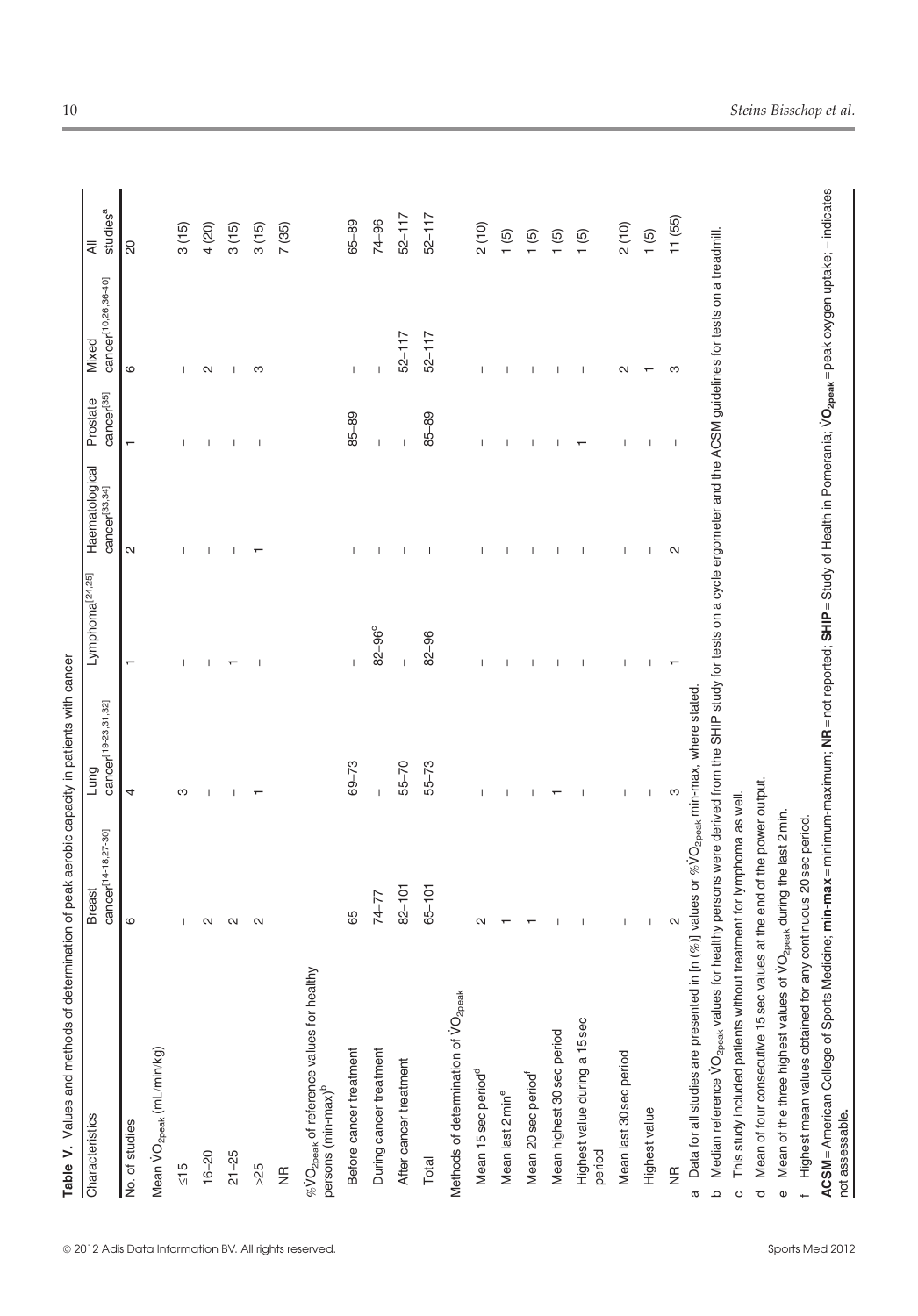**Table V.** Values and methods of determination of peak aerobic capacity in patients with cancer

| Characteristics | Breast cancer[14-18,27-30] | Lung cancer[19-23,31,32] | Lymphoma[24,25] | Haematological cancer[33,34] | Prostate cancer[35] | Mixed cancer[10,26,36-40] | All studies[a] |
|---|---|---|---|---|---|---|---|
| No. of studies | 6 | 4 | 1 | 2 | 1 | 6 | 20 |
| Mean $\dot{V}O_{2peak}$ (mL/min/kg) | | | | | | | |
| ≤15 | – | 3 | – | – | – | – | 3 (15) |
| 16–20 | 2 | – | – | – | – | 2 | 4 (20) |
| 21–25 | 2 | – | 1 | – | – | – | 3 (15) |
| >25 | 2 | 1 | – | 1 | – | 3 | 3 (15) |
| NR | | | | | | | 7 (35) |
| %$\dot{V}O_{2peak}$ of reference values for healthy persons (min-max)[b] | | | | | | | |
| Before cancer treatment | 65 | 69–73 | – | – | 85–89 | – | 65–89 |
| During cancer treatment | 74–77 | – | 82–96[c] | – | – | – | 74–96 |
| After cancer treatment | 82–101 | 55–70 | – | – | – | 52–117 | 52–117 |
| Total | 65–101 | 55–73 | 82–96 | – | 85–89 | 52–117 | 52–117 |
| Methods of determination of $\dot{V}O_{2peak}$ | | | | | | | |
| Mean 15 sec period[d] | 2 | – | – | – | – | – | 2 (10) |
| Mean last 2 min[e] | 1 | – | – | – | – | – | 1 (5) |
| Mean 20 sec period[f] | 1 | – | – | – | – | – | 1 (5) |
| Mean highest 30 sec period | – | 1 | – | – | – | – | 1 (5) |
| Highest value during a 15 sec period | – | – | – | – | 1 | – | 1 (5) |
| Mean last 30 sec period | – | – | – | – | – | 2 | 2 (10) |
| Highest value | – | – | – | – | – | 1 | 1 (5) |
| NR | 2 | 3 | 1 | 2 | – | 3 | 11 (55) |

a Data for all studies are presented in [n (%)] values or %$\dot{V}O_{2peak}$ min-max, where stated.

b Median reference $\dot{V}O_{2peak}$ values for healthy persons were derived from the SHIP study for tests on a cycle ergometer and the ACSM guidelines for tests on a treadmill.

c This study included patients without treatment for lymphoma as well.

d Mean of four consecutive 15 sec values at the end of the power output.

e Mean of the three highest values of $\dot{V}O_{2peak}$ during the last 2 min.

f Highest mean values obtained for any continuous 20 sec period.

**ACSM** = American College of Sports Medicine; **min-max** = minimum-maximum; **NR** = not reported; **SHIP** = Study of Health in Pomerania; **$\dot{V}O_{2peak}$** = peak oxygen uptake; – indicates not assessable.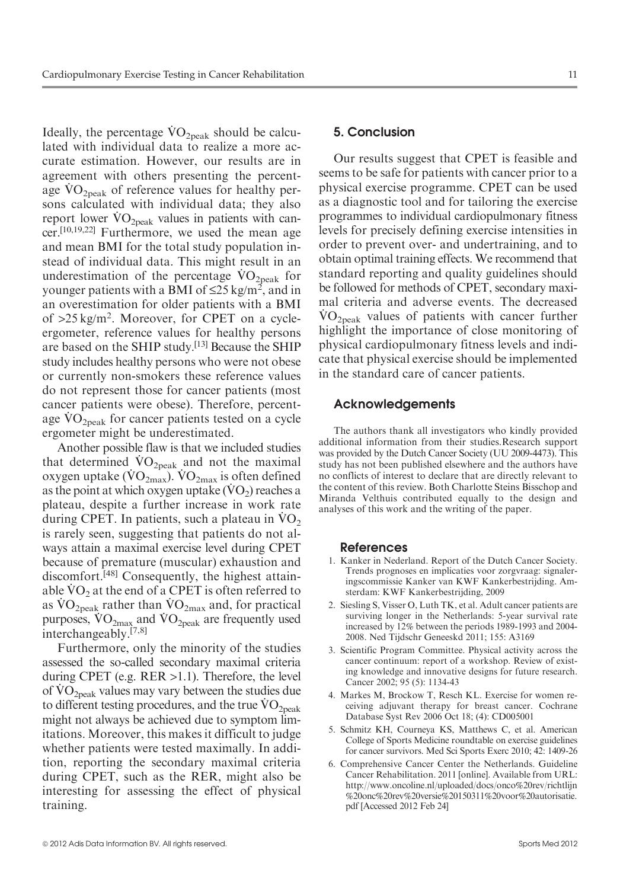Ideally, the percentage $\dot{V}O_{2peak}$ should be calculated with individual data to realize a more accurate estimation. However, our results are in agreement with others presenting the percentage $\dot{V}O_{2peak}$ of reference values for healthy persons calculated with individual data; they also report lower $\dot{V}O_{2peak}$ values in patients with cancer.[10,19,22] Furthermore, we used the mean age and mean BMI for the total study population instead of individual data. This might result in an underestimation of the percentage $\dot{V}O_{2peak}$ for younger patients with a BMI of $\leq 25\,kg/m^2$, and in an overestimation for older patients with a BMI of $>25\,kg/m^2$. Moreover, for CPET on a cycle-ergometer, reference values for healthy persons are based on the SHIP study.[13] Because the SHIP study includes healthy persons who were not obese or currently non-smokers these reference values do not represent those for cancer patients (most cancer patients were obese). Therefore, percentage $\dot{V}O_{2peak}$ for cancer patients tested on a cycle ergometer might be underestimated.

Another possible flaw is that we included studies that determined $\dot{V}O_{2peak}$ and not the maximal oxygen uptake ($\dot{V}O_{2max}$). $\dot{V}O_{2max}$ is often defined as the point at which oxygen uptake ($\dot{V}O_2$) reaches a plateau, despite a further increase in work rate during CPET. In patients, such a plateau in $\dot{V}O_2$ is rarely seen, suggesting that patients do not always attain a maximal exercise level during CPET because of premature (muscular) exhaustion and discomfort.[48] Consequently, the highest attainable $\dot{V}O_2$ at the end of a CPET is often referred to as $\dot{V}O_{2peak}$ rather than $\dot{V}O_{2max}$ and, for practical purposes, $\dot{V}O_{2max}$ and $\dot{V}O_{2peak}$ are frequently used interchangeably.[7,8]

Furthermore, only the minority of the studies assessed the so-called secondary maximal criteria during CPET (e.g. RER >1.1). Therefore, the level of $\dot{V}O_{2peak}$ values may vary between the studies due to different testing procedures, and the true $\dot{V}O_{2peak}$ might not always be achieved due to symptom limitations. Moreover, this makes it difficult to judge whether patients were tested maximally. In addition, reporting the secondary maximal criteria during CPET, such as the RER, might also be interesting for assessing the effect of physical training.

## 5. Conclusion

Our results suggest that CPET is feasible and seems to be safe for patients with cancer prior to a physical exercise programme. CPET can be used as a diagnostic tool and for tailoring the exercise programmes to individual cardiopulmonary fitness levels for precisely defining exercise intensities in order to prevent over- and undertraining, and to obtain optimal training effects. We recommend that standard reporting and quality guidelines should be followed for methods of CPET, secondary maximal criteria and adverse events. The decreased $\dot{V}O_{2peak}$ values of patients with cancer further highlight the importance of close monitoring of physical cardiopulmonary fitness levels and indicate that physical exercise should be implemented in the standard care of cancer patients.

## Acknowledgements

The authors thank all investigators who kindly provided additional information from their studies.Research support was provided by the Dutch Cancer Society (UU 2009-4473). This study has not been published elsewhere and the authors have no conflicts of interest to declare that are directly relevant to the content of this review. Both Charlotte Steins Bisschop and Miranda Velthuis contributed equally to the design and analyses of this work and the writing of the paper.

## References

1. Kanker in Nederland. Report of the Dutch Cancer Society. Trends prognoses en implicaties voor zorgvraag: signaleringscommissie Kanker van KWF Kankerbestrijding. Amsterdam: KWF Kankerbestrijding, 2009
2. Siesling S, Visser O, Luth TK, et al. Adult cancer patients are surviving longer in the Netherlands: 5-year survival rate increased by 12% between the periods 1989-1993 and 2004-2008. Ned Tijdschr Geneeskd 2011; 155: A3169
3. Scientific Program Committee. Physical activity across the cancer continuum: report of a workshop. Review of existing knowledge and innovative designs for future research. Cancer 2002; 95 (5): 1134-43
4. Markes M, Brockow T, Resch KL. Exercise for women receiving adjuvant therapy for breast cancer. Cochrane Database Syst Rev 2006 Oct 18; (4): CD005001
5. Schmitz KH, Courneya KS, Matthews C, et al. American College of Sports Medicine roundtable on exercise guidelines for cancer survivors. Med Sci Sports Exerc 2010; 42: 1409-26
6. Comprehensive Cancer Center the Netherlands. Guideline Cancer Rehabilitation. 2011 [online]. Available from URL: http://www.oncoline.nl/uploaded/docs/onco%20rev/richtlijn%20onc%20rev%20versie%20150311%20voor%20autorisatie.pdf [Accessed 2012 Feb 24]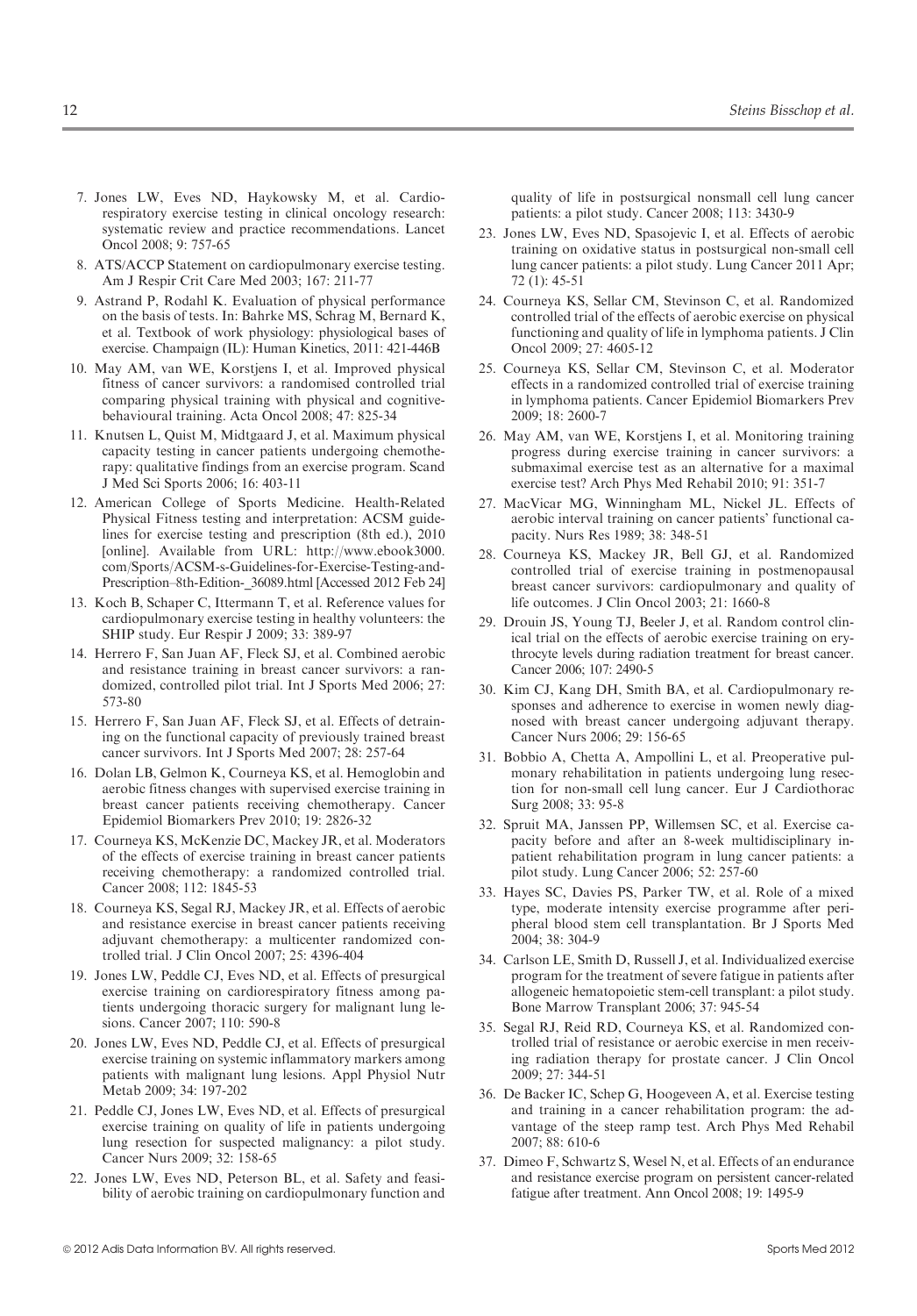7. Jones LW, Eves ND, Haykowsky M, et al. Cardiorespiratory exercise testing in clinical oncology research: systematic review and practice recommendations. Lancet Oncol 2008; 9: 757-65
8. ATS/ACCP Statement on cardiopulmonary exercise testing. Am J Respir Crit Care Med 2003; 167: 211-77
9. Astrand P, Rodahl K. Evaluation of physical performance on the basis of tests. In: Bahrke MS, Schrag M, Bernard K, et al. Textbook of work physiology: physiological bases of exercise. Champaign (IL): Human Kinetics, 2011: 421-446B
10. May AM, van WE, Korstjens I, et al. Improved physical fitness of cancer survivors: a randomised controlled trial comparing physical training with physical and cognitive-behavioural training. Acta Oncol 2008; 47: 825-34
11. Knutsen L, Quist M, Midtgaard J, et al. Maximum physical capacity testing in cancer patients undergoing chemotherapy: qualitative findings from an exercise program. Scand J Med Sci Sports 2006; 16: 403-11
12. American College of Sports Medicine. Health-Related Physical Fitness testing and interpretation: ACSM guidelines for exercise testing and prescription (8th ed.), 2010 [online]. Available from URL: http://www.ebook3000.com/Sports/ACSM-s-Guidelines-for-Exercise-Testing-and-Prescription–8th-Edition-_36089.html [Accessed 2012 Feb 24]
13. Koch B, Schaper C, Ittermann T, et al. Reference values for cardiopulmonary exercise testing in healthy volunteers: the SHIP study. Eur Respir J 2009; 33: 389-97
14. Herrero F, San Juan AF, Fleck SJ, et al. Combined aerobic and resistance training in breast cancer survivors: a randomized, controlled pilot trial. Int J Sports Med 2006; 27: 573-80
15. Herrero F, San Juan AF, Fleck SJ, et al. Effects of detraining on the functional capacity of previously trained breast cancer survivors. Int J Sports Med 2007; 28: 257-64
16. Dolan LB, Gelmon K, Courneya KS, et al. Hemoglobin and aerobic fitness changes with supervised exercise training in breast cancer patients receiving chemotherapy. Cancer Epidemiol Biomarkers Prev 2010; 19: 2826-32
17. Courneya KS, McKenzie DC, Mackey JR, et al. Moderators of the effects of exercise training in breast cancer patients receiving chemotherapy: a randomized controlled trial. Cancer 2008; 112: 1845-53
18. Courneya KS, Segal RJ, Mackey JR, et al. Effects of aerobic and resistance exercise in breast cancer patients receiving adjuvant chemotherapy: a multicenter randomized controlled trial. J Clin Oncol 2007; 25: 4396-404
19. Jones LW, Peddle CJ, Eves ND, et al. Effects of presurgical exercise training on cardiorespiratory fitness among patients undergoing thoracic surgery for malignant lung lesions. Cancer 2007; 110: 590-8
20. Jones LW, Eves ND, Peddle CJ, et al. Effects of presurgical exercise training on systemic inflammatory markers among patients with malignant lung lesions. Appl Physiol Nutr Metab 2009; 34: 197-202
21. Peddle CJ, Jones LW, Eves ND, et al. Effects of presurgical exercise training on quality of life in patients undergoing lung resection for suspected malignancy: a pilot study. Cancer Nurs 2009; 32: 158-65
22. Jones LW, Eves ND, Peterson BL, et al. Safety and feasibility of aerobic training on cardiopulmonary function and quality of life in postsurgical nonsmall cell lung cancer patients: a pilot study. Cancer 2008; 113: 3430-9
23. Jones LW, Eves ND, Spasojevic I, et al. Effects of aerobic training on oxidative status in postsurgical non-small cell lung cancer patients: a pilot study. Lung Cancer 2011 Apr; 72 (1): 45-51
24. Courneya KS, Sellar CM, Stevinson C, et al. Randomized controlled trial of the effects of aerobic exercise on physical functioning and quality of life in lymphoma patients. J Clin Oncol 2009; 27: 4605-12
25. Courneya KS, Sellar CM, Stevinson C, et al. Moderator effects in a randomized controlled trial of exercise training in lymphoma patients. Cancer Epidemiol Biomarkers Prev 2009; 18: 2600-7
26. May AM, van WE, Korstjens I, et al. Monitoring training progress during exercise training in cancer survivors: a submaximal exercise test as an alternative for a maximal exercise test? Arch Phys Med Rehabil 2010; 91: 351-7
27. MacVicar MG, Winningham ML, Nickel JL. Effects of aerobic interval training on cancer patients' functional capacity. Nurs Res 1989; 38: 348-51
28. Courneya KS, Mackey JR, Bell GJ, et al. Randomized controlled trial of exercise training in postmenopausal breast cancer survivors: cardiopulmonary and quality of life outcomes. J Clin Oncol 2003; 21: 1660-8
29. Drouin JS, Young TJ, Beeler J, et al. Random control clinical trial on the effects of aerobic exercise training on erythrocyte levels during radiation treatment for breast cancer. Cancer 2006; 107: 2490-5
30. Kim CJ, Kang DH, Smith BA, et al. Cardiopulmonary responses and adherence to exercise in women newly diagnosed with breast cancer undergoing adjuvant therapy. Cancer Nurs 2006; 29: 156-65
31. Bobbio A, Chetta A, Ampollini L, et al. Preoperative pulmonary rehabilitation in patients undergoing lung resection for non-small cell lung cancer. Eur J Cardiothorac Surg 2008; 33: 95-8
32. Spruit MA, Janssen PP, Willemsen SC, et al. Exercise capacity before and after an 8-week multidisciplinary inpatient rehabilitation program in lung cancer patients: a pilot study. Lung Cancer 2006; 52: 257-60
33. Hayes SC, Davies PS, Parker TW, et al. Role of a mixed type, moderate intensity exercise programme after peripheral blood stem cell transplantation. Br J Sports Med 2004; 38: 304-9
34. Carlson LE, Smith D, Russell J, et al. Individualized exercise program for the treatment of severe fatigue in patients after allogeneic hematopoietic stem-cell transplant: a pilot study. Bone Marrow Transplant 2006; 37: 945-54
35. Segal RJ, Reid RD, Courneya KS, et al. Randomized controlled trial of resistance or aerobic exercise in men receiving radiation therapy for prostate cancer. J Clin Oncol 2009; 27: 344-51
36. De Backer IC, Schep G, Hoogeveen A, et al. Exercise testing and training in a cancer rehabilitation program: the advantage of the steep ramp test. Arch Phys Med Rehabil 2007; 88: 610-6
37. Dimeo F, Schwartz S, Wesel N, et al. Effects of an endurance and resistance exercise program on persistent cancer-related fatigue after treatment. Ann Oncol 2008; 19: 1495-9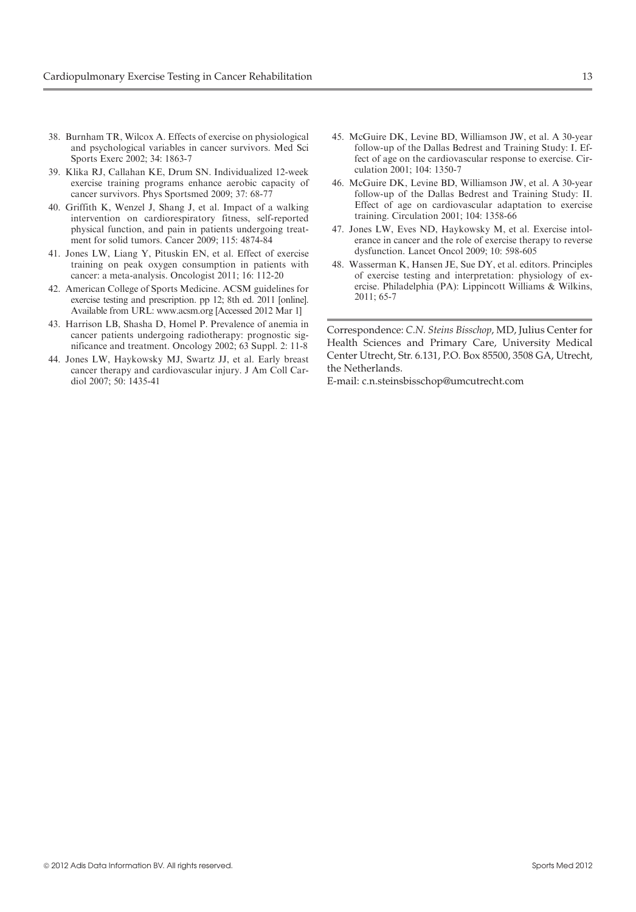38. Burnham TR, Wilcox A. Effects of exercise on physiological and psychological variables in cancer survivors. Med Sci Sports Exerc 2002; 34: 1863-7
39. Klika RJ, Callahan KE, Drum SN. Individualized 12-week exercise training programs enhance aerobic capacity of cancer survivors. Phys Sportsmed 2009; 37: 68-77
40. Griffith K, Wenzel J, Shang J, et al. Impact of a walking intervention on cardiorespiratory fitness, self-reported physical function, and pain in patients undergoing treatment for solid tumors. Cancer 2009; 115: 4874-84
41. Jones LW, Liang Y, Pituskin EN, et al. Effect of exercise training on peak oxygen consumption in patients with cancer: a meta-analysis. Oncologist 2011; 16: 112-20
42. American College of Sports Medicine. ACSM guidelines for exercise testing and prescription. pp 12; 8th ed. 2011 [online]. Available from URL: www.acsm.org [Accessed 2012 Mar 1]
43. Harrison LB, Shasha D, Homel P. Prevalence of anemia in cancer patients undergoing radiotherapy: prognostic significance and treatment. Oncology 2002; 63 Suppl. 2: 11-8
44. Jones LW, Haykowsky MJ, Swartz JJ, et al. Early breast cancer therapy and cardiovascular injury. J Am Coll Cardiol 2007; 50: 1435-41
45. McGuire DK, Levine BD, Williamson JW, et al. A 30-year follow-up of the Dallas Bedrest and Training Study: I. Effect of age on the cardiovascular response to exercise. Circulation 2001; 104: 1350-7
46. McGuire DK, Levine BD, Williamson JW, et al. A 30-year follow-up of the Dallas Bedrest and Training Study: II. Effect of age on cardiovascular adaptation to exercise training. Circulation 2001; 104: 1358-66
47. Jones LW, Eves ND, Haykowsky M, et al. Exercise intolerance in cancer and the role of exercise therapy to reverse dysfunction. Lancet Oncol 2009; 10: 598-605
48. Wasserman K, Hansen JE, Sue DY, et al. editors. Principles of exercise testing and interpretation: physiology of exercise. Philadelphia (PA): Lippincott Williams & Wilkins, 2011; 65-7

Correspondence: *C.N. Steins Bisschop*, MD, Julius Center for Health Sciences and Primary Care, University Medical Center Utrecht, Str. 6.131, P.O. Box 85500, 3508 GA, Utrecht, the Netherlands.

E-mail: c.n.steinsbisschop@umcutrecht.com